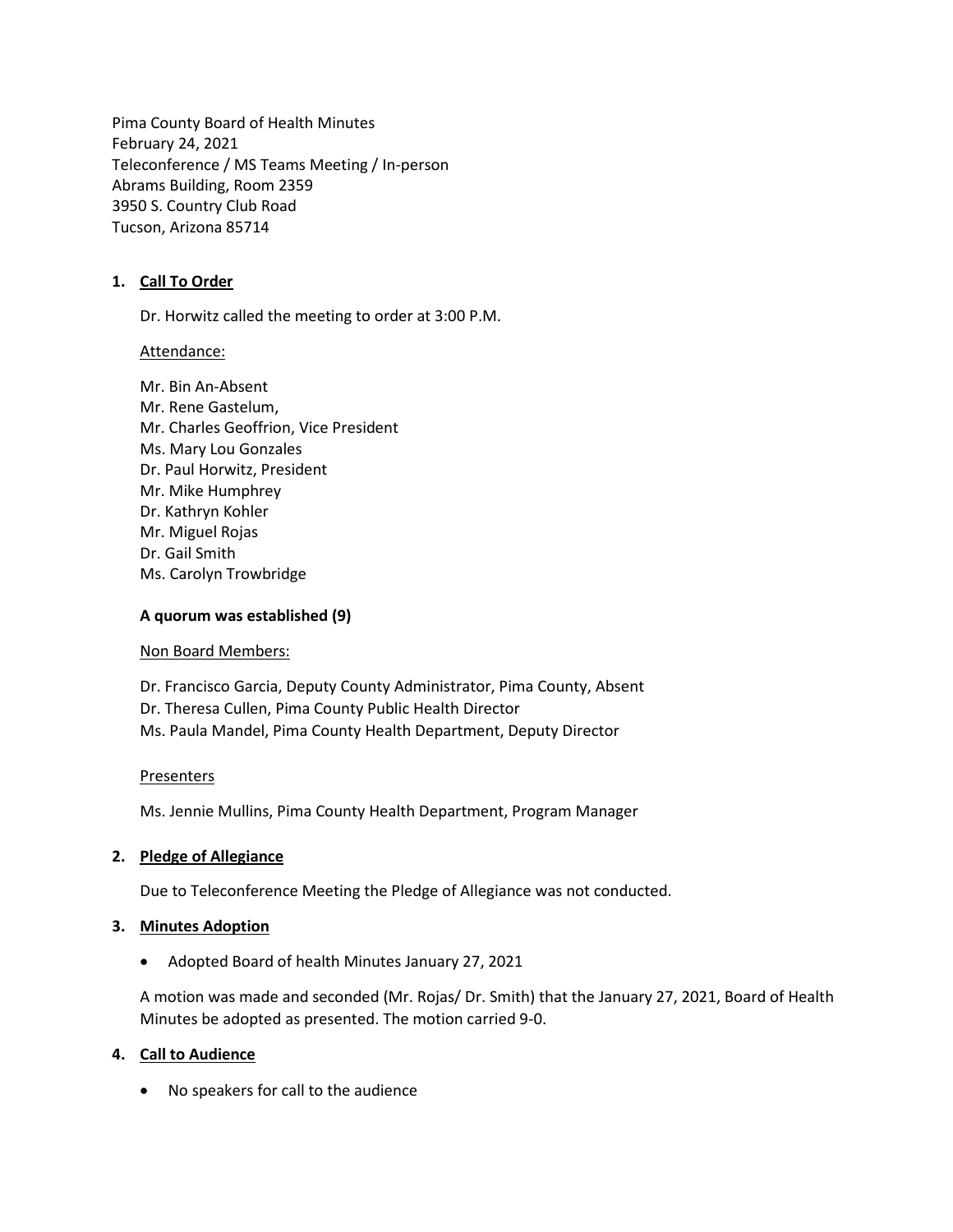Pima County Board of Health Minutes
February 24, 2021
Teleconference / MS Teams Meeting / In-person
Abrams Building, Room 2359
3950 S. Country Club Road
Tucson, Arizona 85714

## 1. Call To Order

Dr. Horwitz called the meeting to order at 3:00 P.M.

Attendance:

Mr. Bin An-Absent
Mr. Rene Gastelum,
Mr. Charles Geoffrion, Vice President
Ms. Mary Lou Gonzales
Dr. Paul Horwitz, President
Mr. Mike Humphrey
Dr. Kathryn Kohler
Mr. Miguel Rojas
Dr. Gail Smith
Ms. Carolyn Trowbridge

**A quorum was established (9)**

Non Board Members:

Dr. Francisco Garcia, Deputy County Administrator, Pima County, Absent
Dr. Theresa Cullen, Pima County Public Health Director
Ms. Paula Mandel, Pima County Health Department, Deputy Director

Presenters

Ms. Jennie Mullins, Pima County Health Department, Program Manager

## 2. Pledge of Allegiance

Due to Teleconference Meeting the Pledge of Allegiance was not conducted.

## 3. Minutes Adoption

- Adopted Board of health Minutes January 27, 2021

A motion was made and seconded (Mr. Rojas/ Dr. Smith) that the January 27, 2021, Board of Health Minutes be adopted as presented. The motion carried 9-0.

## 4. Call to Audience

- No speakers for call to the audience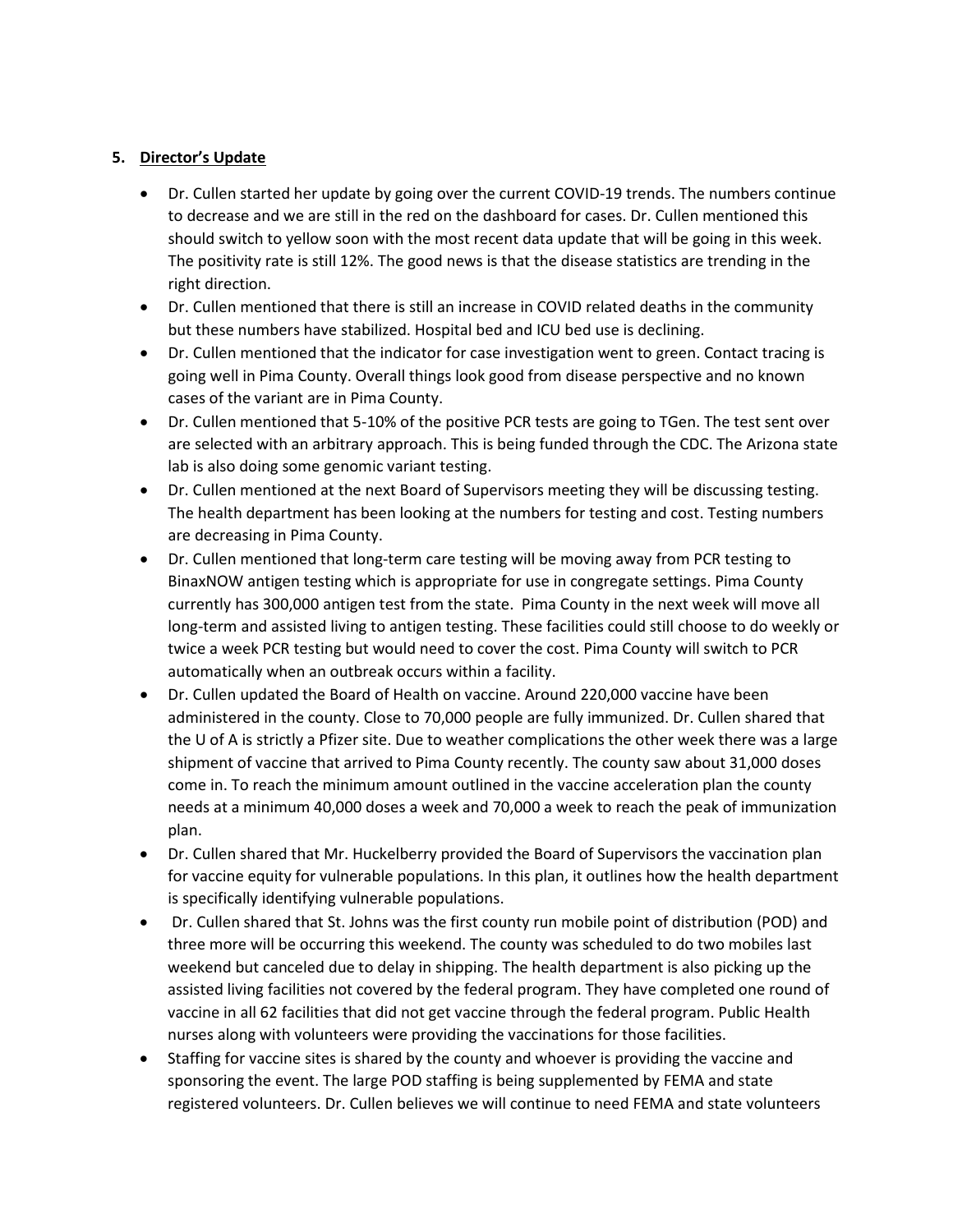5. **Director's Update**

- Dr. Cullen started her update by going over the current COVID-19 trends. The numbers continue to decrease and we are still in the red on the dashboard for cases. Dr. Cullen mentioned this should switch to yellow soon with the most recent data update that will be going in this week. The positivity rate is still 12%. The good news is that the disease statistics are trending in the right direction.
- Dr. Cullen mentioned that there is still an increase in COVID related deaths in the community but these numbers have stabilized. Hospital bed and ICU bed use is declining.
- Dr. Cullen mentioned that the indicator for case investigation went to green. Contact tracing is going well in Pima County. Overall things look good from disease perspective and no known cases of the variant are in Pima County.
- Dr. Cullen mentioned that 5-10% of the positive PCR tests are going to TGen. The test sent over are selected with an arbitrary approach. This is being funded through the CDC. The Arizona state lab is also doing some genomic variant testing.
- Dr. Cullen mentioned at the next Board of Supervisors meeting they will be discussing testing. The health department has been looking at the numbers for testing and cost. Testing numbers are decreasing in Pima County.
- Dr. Cullen mentioned that long-term care testing will be moving away from PCR testing to BinaxNOW antigen testing which is appropriate for use in congregate settings. Pima County currently has 300,000 antigen test from the state. Pima County in the next week will move all long-term and assisted living to antigen testing. These facilities could still choose to do weekly or twice a week PCR testing but would need to cover the cost. Pima County will switch to PCR automatically when an outbreak occurs within a facility.
- Dr. Cullen updated the Board of Health on vaccine. Around 220,000 vaccine have been administered in the county. Close to 70,000 people are fully immunized. Dr. Cullen shared that the U of A is strictly a Pfizer site. Due to weather complications the other week there was a large shipment of vaccine that arrived to Pima County recently. The county saw about 31,000 doses come in. To reach the minimum amount outlined in the vaccine acceleration plan the county needs at a minimum 40,000 doses a week and 70,000 a week to reach the peak of immunization plan.
- Dr. Cullen shared that Mr. Huckelberry provided the Board of Supervisors the vaccination plan for vaccine equity for vulnerable populations. In this plan, it outlines how the health department is specifically identifying vulnerable populations.
- Dr. Cullen shared that St. Johns was the first county run mobile point of distribution (POD) and three more will be occurring this weekend. The county was scheduled to do two mobiles last weekend but canceled due to delay in shipping. The health department is also picking up the assisted living facilities not covered by the federal program. They have completed one round of vaccine in all 62 facilities that did not get vaccine through the federal program. Public Health nurses along with volunteers were providing the vaccinations for those facilities.
- Staffing for vaccine sites is shared by the county and whoever is providing the vaccine and sponsoring the event. The large POD staffing is being supplemented by FEMA and state registered volunteers. Dr. Cullen believes we will continue to need FEMA and state volunteers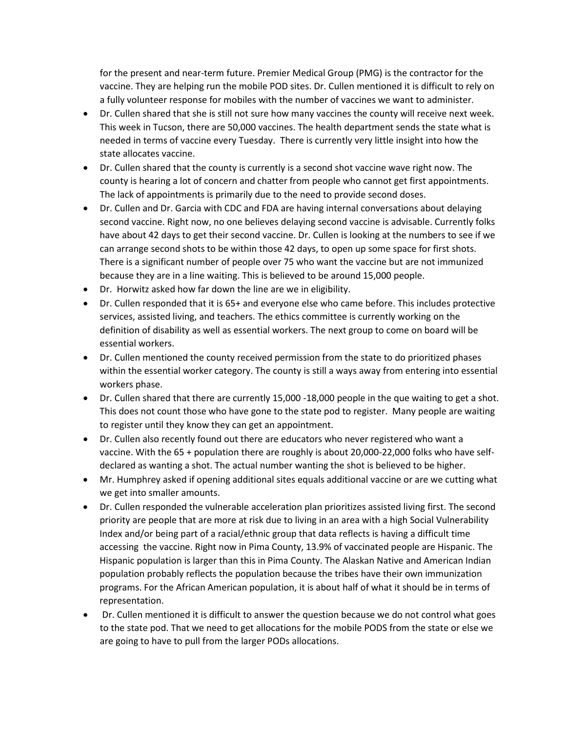for the present and near-term future. Premier Medical Group (PMG) is the contractor for the vaccine. They are helping run the mobile POD sites. Dr. Cullen mentioned it is difficult to rely on a fully volunteer response for mobiles with the number of vaccines we want to administer.

- Dr. Cullen shared that she is still not sure how many vaccines the county will receive next week. This week in Tucson, there are 50,000 vaccines. The health department sends the state what is needed in terms of vaccine every Tuesday. There is currently very little insight into how the state allocates vaccine.
- Dr. Cullen shared that the county is currently is a second shot vaccine wave right now. The county is hearing a lot of concern and chatter from people who cannot get first appointments. The lack of appointments is primarily due to the need to provide second doses.
- Dr. Cullen and Dr. Garcia with CDC and FDA are having internal conversations about delaying second vaccine. Right now, no one believes delaying second vaccine is advisable. Currently folks have about 42 days to get their second vaccine. Dr. Cullen is looking at the numbers to see if we can arrange second shots to be within those 42 days, to open up some space for first shots. There is a significant number of people over 75 who want the vaccine but are not immunized because they are in a line waiting. This is believed to be around 15,000 people.
- Dr. Horwitz asked how far down the line are we in eligibility.
- Dr. Cullen responded that it is 65+ and everyone else who came before. This includes protective services, assisted living, and teachers. The ethics committee is currently working on the definition of disability as well as essential workers. The next group to come on board will be essential workers.
- Dr. Cullen mentioned the county received permission from the state to do prioritized phases within the essential worker category. The county is still a ways away from entering into essential workers phase.
- Dr. Cullen shared that there are currently 15,000 -18,000 people in the que waiting to get a shot. This does not count those who have gone to the state pod to register. Many people are waiting to register until they know they can get an appointment.
- Dr. Cullen also recently found out there are educators who never registered who want a vaccine. With the 65 + population there are roughly is about 20,000-22,000 folks who have self-declared as wanting a shot. The actual number wanting the shot is believed to be higher.
- Mr. Humphrey asked if opening additional sites equals additional vaccine or are we cutting what we get into smaller amounts.
- Dr. Cullen responded the vulnerable acceleration plan prioritizes assisted living first. The second priority are people that are more at risk due to living in an area with a high Social Vulnerability Index and/or being part of a racial/ethnic group that data reflects is having a difficult time accessing the vaccine. Right now in Pima County, 13.9% of vaccinated people are Hispanic. The Hispanic population is larger than this in Pima County. The Alaskan Native and American Indian population probably reflects the population because the tribes have their own immunization programs. For the African American population, it is about half of what it should be in terms of representation.
- Dr. Cullen mentioned it is difficult to answer the question because we do not control what goes to the state pod. That we need to get allocations for the mobile PODS from the state or else we are going to have to pull from the larger PODs allocations.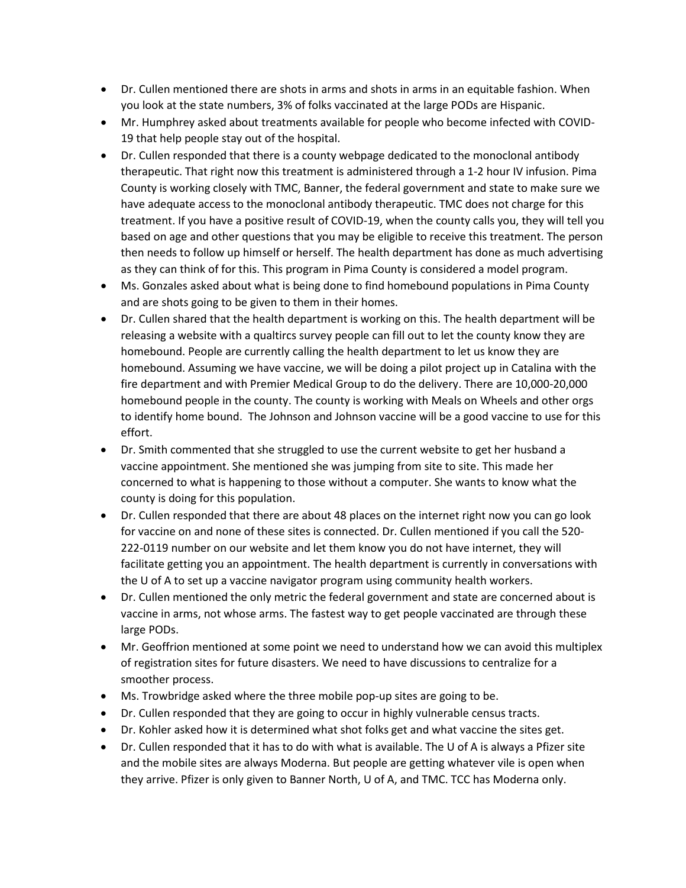- Dr. Cullen mentioned there are shots in arms and shots in arms in an equitable fashion. When you look at the state numbers, 3% of folks vaccinated at the large PODs are Hispanic.
- Mr. Humphrey asked about treatments available for people who become infected with COVID-19 that help people stay out of the hospital.
- Dr. Cullen responded that there is a county webpage dedicated to the monoclonal antibody therapeutic. That right now this treatment is administered through a 1-2 hour IV infusion. Pima County is working closely with TMC, Banner, the federal government and state to make sure we have adequate access to the monoclonal antibody therapeutic. TMC does not charge for this treatment. If you have a positive result of COVID-19, when the county calls you, they will tell you based on age and other questions that you may be eligible to receive this treatment. The person then needs to follow up himself or herself. The health department has done as much advertising as they can think of for this. This program in Pima County is considered a model program.
- Ms. Gonzales asked about what is being done to find homebound populations in Pima County and are shots going to be given to them in their homes.
- Dr. Cullen shared that the health department is working on this. The health department will be releasing a website with a qualtircs survey people can fill out to let the county know they are homebound. People are currently calling the health department to let us know they are homebound. Assuming we have vaccine, we will be doing a pilot project up in Catalina with the fire department and with Premier Medical Group to do the delivery. There are 10,000-20,000 homebound people in the county. The county is working with Meals on Wheels and other orgs to identify home bound. The Johnson and Johnson vaccine will be a good vaccine to use for this effort.
- Dr. Smith commented that she struggled to use the current website to get her husband a vaccine appointment. She mentioned she was jumping from site to site. This made her concerned to what is happening to those without a computer. She wants to know what the county is doing for this population.
- Dr. Cullen responded that there are about 48 places on the internet right now you can go look for vaccine on and none of these sites is connected. Dr. Cullen mentioned if you call the 520-222-0119 number on our website and let them know you do not have internet, they will facilitate getting you an appointment. The health department is currently in conversations with the U of A to set up a vaccine navigator program using community health workers.
- Dr. Cullen mentioned the only metric the federal government and state are concerned about is vaccine in arms, not whose arms. The fastest way to get people vaccinated are through these large PODs.
- Mr. Geoffrion mentioned at some point we need to understand how we can avoid this multiplex of registration sites for future disasters. We need to have discussions to centralize for a smoother process.
- Ms. Trowbridge asked where the three mobile pop-up sites are going to be.
- Dr. Cullen responded that they are going to occur in highly vulnerable census tracts.
- Dr. Kohler asked how it is determined what shot folks get and what vaccine the sites get.
- Dr. Cullen responded that it has to do with what is available. The U of A is always a Pfizer site and the mobile sites are always Moderna. But people are getting whatever vile is open when they arrive. Pfizer is only given to Banner North, U of A, and TMC. TCC has Moderna only.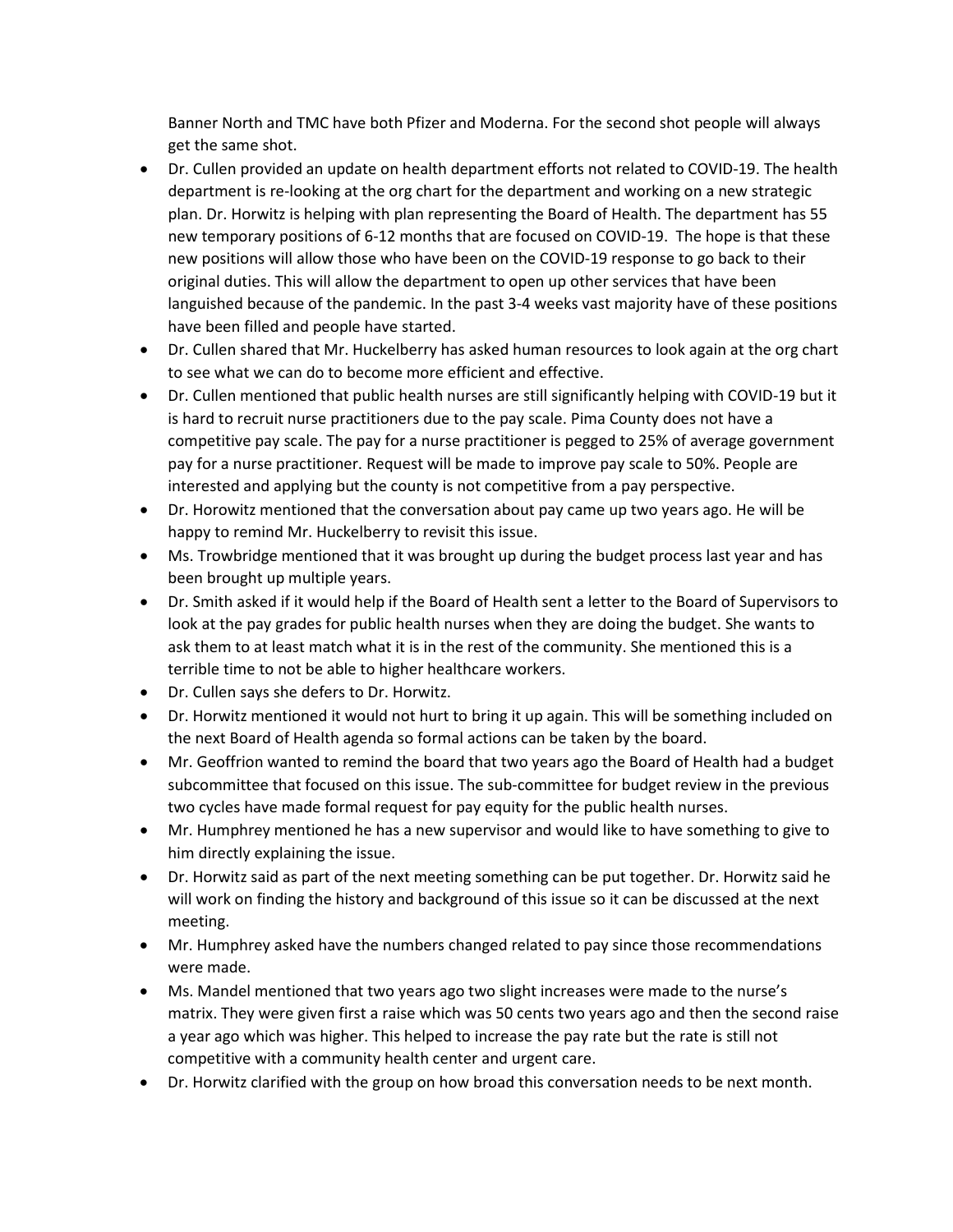Banner North and TMC have both Pfizer and Moderna. For the second shot people will always get the same shot.

- Dr. Cullen provided an update on health department efforts not related to COVID-19. The health department is re-looking at the org chart for the department and working on a new strategic plan. Dr. Horwitz is helping with plan representing the Board of Health. The department has 55 new temporary positions of 6-12 months that are focused on COVID-19. The hope is that these new positions will allow those who have been on the COVID-19 response to go back to their original duties. This will allow the department to open up other services that have been languished because of the pandemic. In the past 3-4 weeks vast majority have of these positions have been filled and people have started.
- Dr. Cullen shared that Mr. Huckelberry has asked human resources to look again at the org chart to see what we can do to become more efficient and effective.
- Dr. Cullen mentioned that public health nurses are still significantly helping with COVID-19 but it is hard to recruit nurse practitioners due to the pay scale. Pima County does not have a competitive pay scale. The pay for a nurse practitioner is pegged to 25% of average government pay for a nurse practitioner. Request will be made to improve pay scale to 50%. People are interested and applying but the county is not competitive from a pay perspective.
- Dr. Horowitz mentioned that the conversation about pay came up two years ago. He will be happy to remind Mr. Huckelberry to revisit this issue.
- Ms. Trowbridge mentioned that it was brought up during the budget process last year and has been brought up multiple years.
- Dr. Smith asked if it would help if the Board of Health sent a letter to the Board of Supervisors to look at the pay grades for public health nurses when they are doing the budget. She wants to ask them to at least match what it is in the rest of the community. She mentioned this is a terrible time to not be able to higher healthcare workers.
- Dr. Cullen says she defers to Dr. Horwitz.
- Dr. Horwitz mentioned it would not hurt to bring it up again. This will be something included on the next Board of Health agenda so formal actions can be taken by the board.
- Mr. Geoffrion wanted to remind the board that two years ago the Board of Health had a budget subcommittee that focused on this issue. The sub-committee for budget review in the previous two cycles have made formal request for pay equity for the public health nurses.
- Mr. Humphrey mentioned he has a new supervisor and would like to have something to give to him directly explaining the issue.
- Dr. Horwitz said as part of the next meeting something can be put together. Dr. Horwitz said he will work on finding the history and background of this issue so it can be discussed at the next meeting.
- Mr. Humphrey asked have the numbers changed related to pay since those recommendations were made.
- Ms. Mandel mentioned that two years ago two slight increases were made to the nurse's matrix. They were given first a raise which was 50 cents two years ago and then the second raise a year ago which was higher. This helped to increase the pay rate but the rate is still not competitive with a community health center and urgent care.
- Dr. Horwitz clarified with the group on how broad this conversation needs to be next month.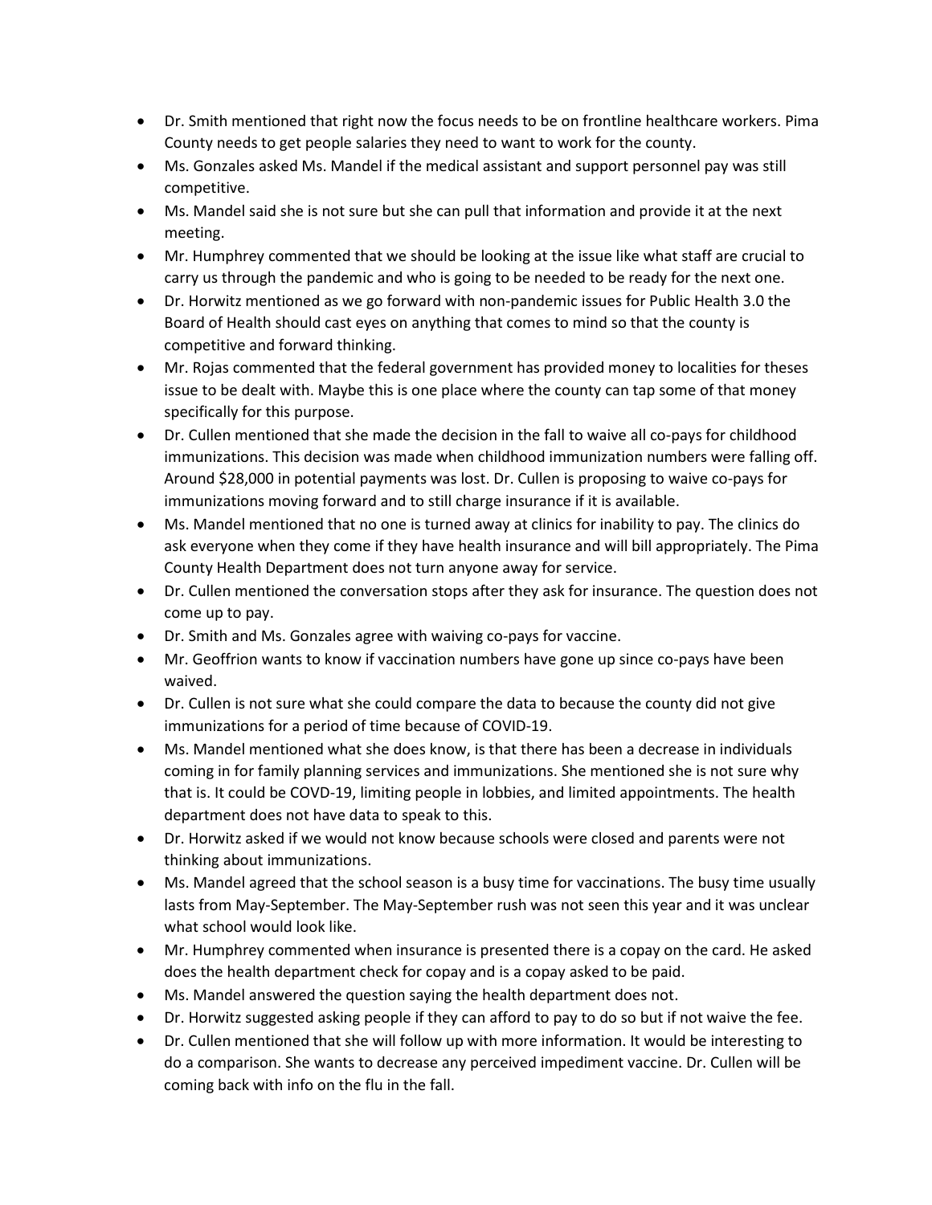- Dr. Smith mentioned that right now the focus needs to be on frontline healthcare workers. Pima County needs to get people salaries they need to want to work for the county.
- Ms. Gonzales asked Ms. Mandel if the medical assistant and support personnel pay was still competitive.
- Ms. Mandel said she is not sure but she can pull that information and provide it at the next meeting.
- Mr. Humphrey commented that we should be looking at the issue like what staff are crucial to carry us through the pandemic and who is going to be needed to be ready for the next one.
- Dr. Horwitz mentioned as we go forward with non-pandemic issues for Public Health 3.0 the Board of Health should cast eyes on anything that comes to mind so that the county is competitive and forward thinking.
- Mr. Rojas commented that the federal government has provided money to localities for theses issue to be dealt with. Maybe this is one place where the county can tap some of that money specifically for this purpose.
- Dr. Cullen mentioned that she made the decision in the fall to waive all co-pays for childhood immunizations. This decision was made when childhood immunization numbers were falling off. Around $28,000 in potential payments was lost. Dr. Cullen is proposing to waive co-pays for immunizations moving forward and to still charge insurance if it is available.
- Ms. Mandel mentioned that no one is turned away at clinics for inability to pay. The clinics do ask everyone when they come if they have health insurance and will bill appropriately. The Pima County Health Department does not turn anyone away for service.
- Dr. Cullen mentioned the conversation stops after they ask for insurance. The question does not come up to pay.
- Dr. Smith and Ms. Gonzales agree with waiving co-pays for vaccine.
- Mr. Geoffrion wants to know if vaccination numbers have gone up since co-pays have been waived.
- Dr. Cullen is not sure what she could compare the data to because the county did not give immunizations for a period of time because of COVID-19.
- Ms. Mandel mentioned what she does know, is that there has been a decrease in individuals coming in for family planning services and immunizations. She mentioned she is not sure why that is. It could be COVD-19, limiting people in lobbies, and limited appointments. The health department does not have data to speak to this.
- Dr. Horwitz asked if we would not know because schools were closed and parents were not thinking about immunizations.
- Ms. Mandel agreed that the school season is a busy time for vaccinations. The busy time usually lasts from May-September. The May-September rush was not seen this year and it was unclear what school would look like.
- Mr. Humphrey commented when insurance is presented there is a copay on the card. He asked does the health department check for copay and is a copay asked to be paid.
- Ms. Mandel answered the question saying the health department does not.
- Dr. Horwitz suggested asking people if they can afford to pay to do so but if not waive the fee.
- Dr. Cullen mentioned that she will follow up with more information. It would be interesting to do a comparison. She wants to decrease any perceived impediment vaccine. Dr. Cullen will be coming back with info on the flu in the fall.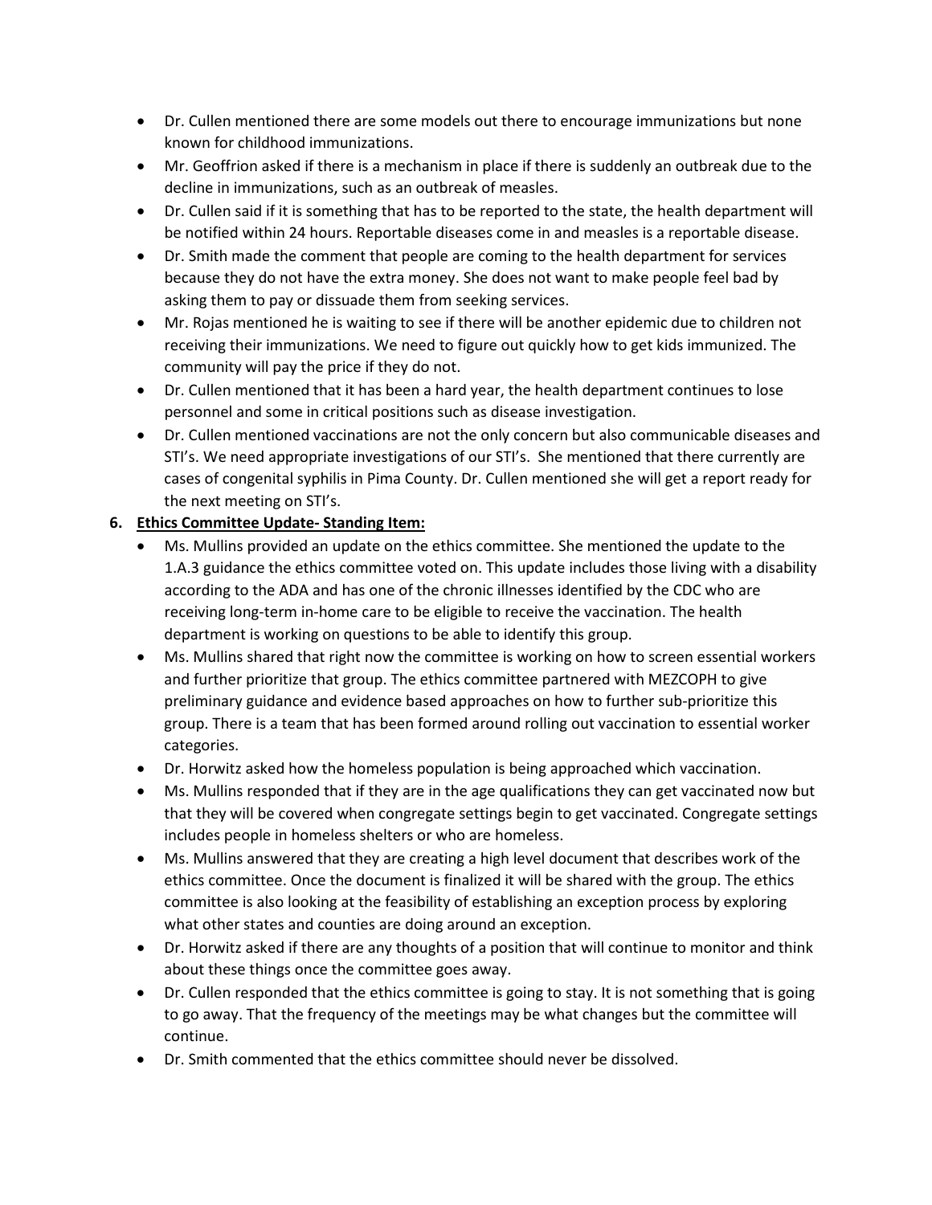- Dr. Cullen mentioned there are some models out there to encourage immunizations but none known for childhood immunizations.
- Mr. Geoffrion asked if there is a mechanism in place if there is suddenly an outbreak due to the decline in immunizations, such as an outbreak of measles.
- Dr. Cullen said if it is something that has to be reported to the state, the health department will be notified within 24 hours. Reportable diseases come in and measles is a reportable disease.
- Dr. Smith made the comment that people are coming to the health department for services because they do not have the extra money. She does not want to make people feel bad by asking them to pay or dissuade them from seeking services.
- Mr. Rojas mentioned he is waiting to see if there will be another epidemic due to children not receiving their immunizations. We need to figure out quickly how to get kids immunized. The community will pay the price if they do not.
- Dr. Cullen mentioned that it has been a hard year, the health department continues to lose personnel and some in critical positions such as disease investigation.
- Dr. Cullen mentioned vaccinations are not the only concern but also communicable diseases and STI's. We need appropriate investigations of our STI's. She mentioned that there currently are cases of congenital syphilis in Pima County. Dr. Cullen mentioned she will get a report ready for the next meeting on STI's.

6. **Ethics Committee Update- Standing Item:**
   - Ms. Mullins provided an update on the ethics committee. She mentioned the update to the 1.A.3 guidance the ethics committee voted on. This update includes those living with a disability according to the ADA and has one of the chronic illnesses identified by the CDC who are receiving long-term in-home care to be eligible to receive the vaccination. The health department is working on questions to be able to identify this group.
   - Ms. Mullins shared that right now the committee is working on how to screen essential workers and further prioritize that group. The ethics committee partnered with MEZCOPH to give preliminary guidance and evidence based approaches on how to further sub-prioritize this group. There is a team that has been formed around rolling out vaccination to essential worker categories.
   - Dr. Horwitz asked how the homeless population is being approached which vaccination.
   - Ms. Mullins responded that if they are in the age qualifications they can get vaccinated now but that they will be covered when congregate settings begin to get vaccinated. Congregate settings includes people in homeless shelters or who are homeless.
   - Ms. Mullins answered that they are creating a high level document that describes work of the ethics committee. Once the document is finalized it will be shared with the group. The ethics committee is also looking at the feasibility of establishing an exception process by exploring what other states and counties are doing around an exception.
   - Dr. Horwitz asked if there are any thoughts of a position that will continue to monitor and think about these things once the committee goes away.
   - Dr. Cullen responded that the ethics committee is going to stay. It is not something that is going to go away. That the frequency of the meetings may be what changes but the committee will continue.
   - Dr. Smith commented that the ethics committee should never be dissolved.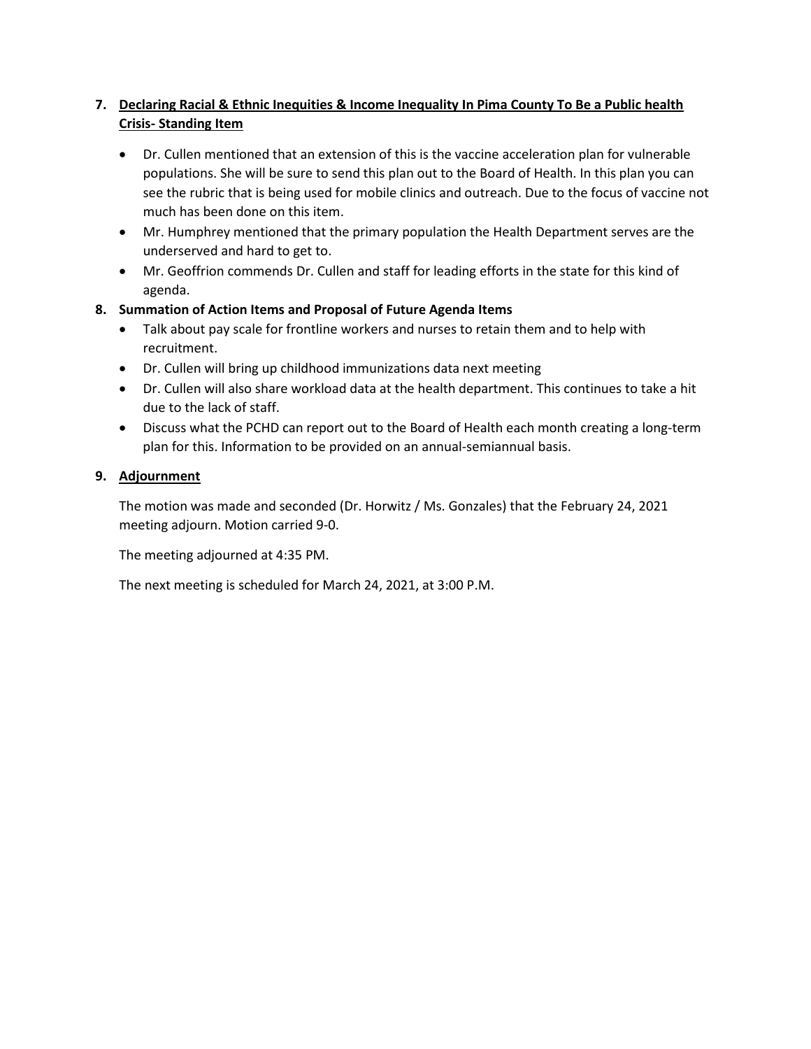7. **<u>Declaring Racial & Ethnic Inequities & Income Inequality In Pima County To Be a Public health Crisis- Standing Item</u>**

   - Dr. Cullen mentioned that an extension of this is the vaccine acceleration plan for vulnerable populations. She will be sure to send this plan out to the Board of Health. In this plan you can see the rubric that is being used for mobile clinics and outreach. Due to the focus of vaccine not much has been done on this item.
   - Mr. Humphrey mentioned that the primary population the Health Department serves are the underserved and hard to get to.
   - Mr. Geoffrion commends Dr. Cullen and staff for leading efforts in the state for this kind of agenda.

8. **Summation of Action Items and Proposal of Future Agenda Items**

   - Talk about pay scale for frontline workers and nurses to retain them and to help with recruitment.
   - Dr. Cullen will bring up childhood immunizations data next meeting
   - Dr. Cullen will also share workload data at the health department. This continues to take a hit due to the lack of staff.
   - Discuss what the PCHD can report out to the Board of Health each month creating a long-term plan for this. Information to be provided on an annual-semiannual basis.

9. **<u>Adjournment</u>**

   The motion was made and seconded (Dr. Horwitz / Ms. Gonzales) that the February 24, 2021 meeting adjourn. Motion carried 9-0.

   The meeting adjourned at 4:35 PM.

   The next meeting is scheduled for March 24, 2021, at 3:00 P.M.